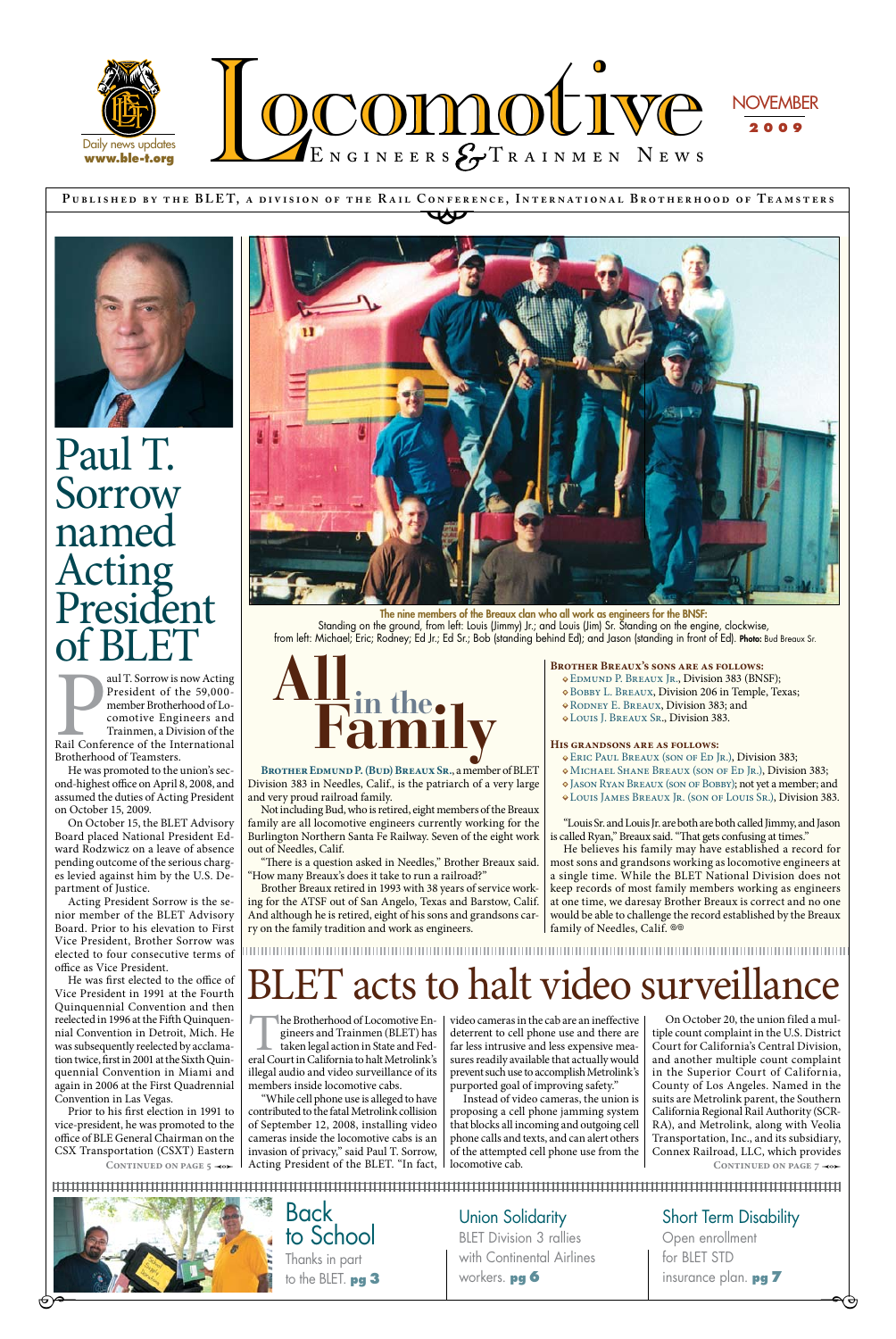# Locomotive Engineers & Trainmen News

Daily news updates **www.ble-t.org**

NOVEMBER 2009

Published by the BLET, a division of the Rail Conference, International Brotherhood of Teamsters

## Paul T. Sorrow named Acting President of BLET

Paul T. Sorrow is now Acting President of the 59,000-member Brotherhood of Locomotive Engineers and Trainmen, a Division of the Rail Conference of the International Brotherhood of Teamsters.

He was promoted to the union's second-highest office on April 8, 2008, and assumed the duties of Acting President on October 15, 2009.

On October 15, the BLET Advisory Board placed National President Edward Rodzwicz on a leave of absence pending outcome of the serious charges levied against him by the U.S. Department of Justice.

Acting President Sorrow is the senior member of the BLET Advisory Board. Prior to his elevation to First Vice President, Brother Sorrow was elected to four consecutive terms of office as Vice President.

He was first elected to the office of Vice President in 1991 at the Fourth Quinquennial Convention and then reelected in 1996 at the Fifth Quinquennial Convention in Detroit, Mich. He was subsequently reelected by acclamation twice, first in 2001 at the Sixth Quinquennial Convention in Miami and again in 2006 at the First Quadrennial Convention in Las Vegas.

Prior to his first election in 1991 to vice-president, he was promoted to the office of BLE General Chairman on the CSX Transportation (CSXT) Eastern

Continued on page 5

**The nine members of the Breaux clan who all work as engineers for the BNSF:** Standing on the ground, from left: Louis (Jimmy) Jr.; and Louis (Jim) Sr. Standing on the engine, clockwise, from left: Michael; Eric; Rodney; Ed Jr.; Ed Sr.; Bob (standing behind Ed); and Jason (standing in front of Ed). **Photo:** Bud Breaux Sr.

## All in the Family

**Brother Edmund P. (Bud) Breaux Sr.**, a member of BLET Division 383 in Needles, Calif., is the patriarch of a very large and very proud railroad family.

Not including Bud, who is retired, eight members of the Breaux family are all locomotive engineers currently working for the Burlington Northern Santa Fe Railway. Seven of the eight work out of Needles, Calif.

"There is a question asked in Needles," Brother Breaux said. "How many Breaux's does it take to run a railroad?"

Brother Breaux retired in 1993 with 38 years of service working for the ATSF out of San Angelo, Texas and Barstow, Calif. And although he is retired, eight of his sons and grandsons carry on the family tradition and work as engineers.

**Brother Breaux's sons are as follows:**

- Edmund P. Breaux Jr., Division 383 (BNSF);
- Bobby L. Breaux, Division 206 in Temple, Texas;
- Rodney E. Breaux, Division 383; and
- Louis J. Breaux Sr., Division 383.

**His grandsons are as follows:**

- Eric Paul Breaux (son of Ed Jr.), Division 383;
- Michael Shane Breaux (son of Ed Jr.), Division 383;
- Jason Ryan Breaux (son of Bobby); not yet a member; and
- Louis James Breaux Jr. (son of Louis Sr.), Division 383.

"Louis Sr. and Louis Jr. are both are both called Jimmy, and Jason is called Ryan," Breaux said. "That gets confusing at times."

He believes his family may have established a record for most sons and grandsons working as locomotive engineers at a single time. While the BLET National Division does not keep records of most family members working as engineers at one time, we daresay Brother Breaux is correct and no one would be able to challenge the record established by the Breaux family of Needles, Calif.

## BLET acts to halt video surveillance

The Brotherhood of Locomotive Engineers and Trainmen (BLET) has taken legal action in State and Federal Court in California to halt Metrolink's illegal audio and video surveillance of its members inside locomotive cabs.

"While cell phone use is alleged to have contributed to the fatal Metrolink collision of September 12, 2008, installing video cameras inside the locomotive cabs is an invasion of privacy," said Paul T. Sorrow, Acting President of the BLET. "In fact, video cameras in the cab are an ineffective deterrent to cell phone use and there are far less intrusive and less expensive measures readily available that actually would prevent such use to accomplish Metrolink's purported goal of improving safety."

Instead of video cameras, the union is proposing a cell phone jamming system that blocks all incoming and outgoing cell phone calls and texts, and can alert others of the attempted cell phone use from the locomotive cab.

On October 20, the union filed a multiple count complaint in the U.S. District Court for California's Central Division, and another multiple count complaint in the Superior Court of California, County of Los Angeles. Named in the suits are Metrolink parent, the Southern California Regional Rail Authority (SCRRA), and Metrolink, along with Veolia Transportation, Inc., and its subsidiary, Connex Railroad, LLC, which provides

Continued on page 7

**Back to School** — Thanks in part to the BLET. **pg 3**

**Union Solidarity** — BLET Division 3 rallies with Continental Airlines workers. **pg 6**

**Short Term Disability** — Open enrollment for BLET STD insurance plan. **pg 7**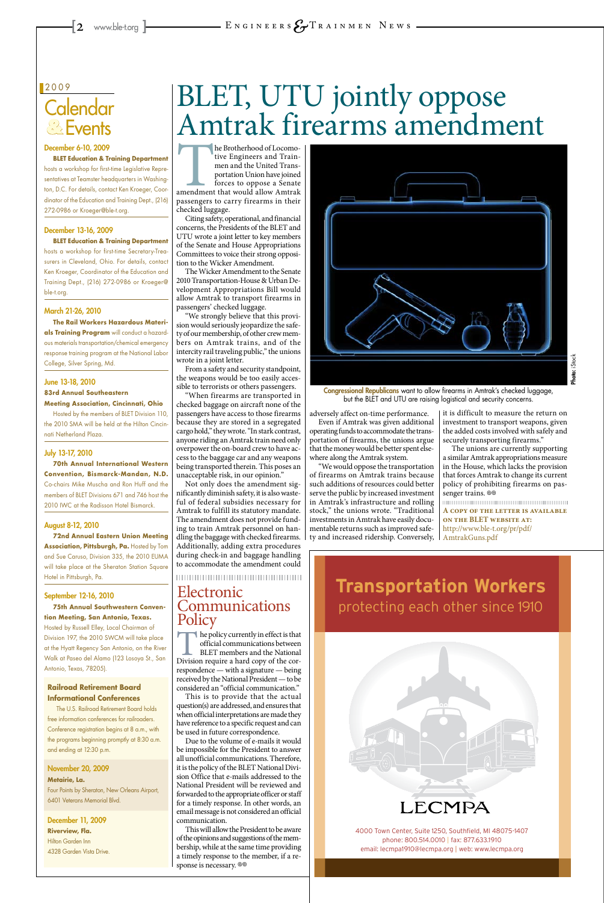## 2009 Calendar & Events

**December 6-10, 2009**

**BLET Education & Training Department** hosts a workshop for first-time Legislative Representatives at Teamster headquarters in Washington, D.C. For details, contact Ken Kroeger, Coordinator of the Education and Training Dept., (216) 272-0986 or Kroeger@ble-t.org.

**December 13-16, 2009**

**BLET Education & Training Department** hosts a workshop for first-time Secretary-Treasurers in Cleveland, Ohio. For details, contact Ken Kroeger, Coordinator of the Education and Training Dept., (216) 272-0986 or Kroeger@ble-t.org.

**March 21-26, 2010**

**The Rail Workers Hazardous Materials Training Program** will conduct a hazardous materials transportation/chemical emergency response training program at the National Labor College, Silver Spring, Md.

**June 13-18, 2010**

**83rd Annual Southeastern Meeting Association, Cincinnati, Ohio**

Hosted by the members of BLET Division 110, the 2010 SMA will be held at the Hilton Cincinnati Netherland Plaza.

**July 13-17, 2010**

**70th Annual International Western Convention, Bismarck-Mandan, N.D.** Co-chairs Mike Muscha and Ron Huff and the members of BLET Divisions 671 and 746 host the 2010 IWC at the Radisson Hotel Bismarck.

**August 8-12, 2010**

**72nd Annual Eastern Union Meeting Association, Pittsburgh, Pa.** Hosted by Tom and Sue Caruso, Division 335, the 2010 EUMA will take place at the Sheraton Station Square Hotel in Pittsburgh, Pa.

**September 12-16, 2010**

**75th Annual Southwestern Convention Meeting, San Antonio, Texas.** Hosted by Russell Elley, Local Chairman of Division 197, the 2010 SWCM will take place at the Hyatt Regency San Antonio, on the River Walk at Paseo del Alamo (123 Losoya St., San Antonio, Texas, 78205).

### Railroad Retirement Board Informational Conferences

The U.S. Railroad Retirement Board holds free information conferences for railroaders. Conference registration begins at 8 a.m., with the programs beginning promptly at 8:30 a.m. and ending at 12:30 p.m.

**November 20, 2009**
**Metairie, La.**
Four Points by Sheraton, New Orleans Airport, 6401 Veterans Memorial Blvd.

**December 11, 2009**
**Riverview, Fla.**
Hilton Garden Inn
4328 Garden Vista Drive.

# BLET, UTU jointly oppose Amtrak firearms amendment

The Brotherhood of Locomotive Engineers and Trainmen and the United Transportation Union have joined forces to oppose a Senate amendment that would allow Amtrak passengers to carry firearms in their checked luggage.

Citing safety, operational, and financial concerns, the Presidents of the BLET and UTU wrote a joint letter to key members of the Senate and House Appropriations Committees to voice their strong opposition to the Wicker Amendment.

The Wicker Amendment to the Senate 2010 Transportation-House & Urban Development Appropriations Bill would allow Amtrak to transport firearms in passengers' checked luggage.

"We strongly believe that this provision would seriously jeopardize the safety of our membership, of other crew members on Amtrak trains, and of the intercity rail traveling public," the unions wrote in a joint letter.

From a safety and security standpoint, the weapons would be too easily accessible to terrorists or others passengers.

"When firearms are transported in checked baggage on aircraft none of the passengers have access to those firearms because they are stored in a segregated cargo hold," they wrote. "In stark contrast, anyone riding an Amtrak train need only overpower the on-board crew to have access to the baggage car and any weapons being transported therein. This poses an unacceptable risk, in our opinion."

Not only does the amendment significantly diminish safety, it is also wasteful of federal subsidies necessary for Amtrak to fulfill its statutory mandate. The amendment does not provide funding to train Amtrak personnel on handling the baggage with checked firearms. Additionally, adding extra procedures during check-in and baggage handling to accommodate the amendment could adversely affect on-time performance.

Even if Amtrak was given additional operating funds to accommodate the transportation of firearms, the unions argue that the money would be better spent elsewhere along the Amtrak system.

"We would oppose the transportation of firearms on Amtrak trains because such additions of resources could better serve the public by increased investment in Amtrak's infrastructure and rolling stock," the unions wrote. "Traditional investments in Amtrak have easily documentable returns such as improved safety and increased ridership. Conversely, it is difficult to measure the return on investment to transport weapons, given the added costs involved with safely and securely transporting firearms."

The unions are currently supporting a similar Amtrak appropriations measure in the House, which lacks the provision that forces Amtrak to change its current policy of prohibiting firearms on passenger trains.

**A copy of the letter is available on the BLET website at:** http://www.ble-t.org/pr/pdf/AmtrakGuns.pdf

Photo: iStock

**Congressional Republicans** want to allow firearms in Amtrak's checked luggage, but the BLET and UTU are raising logistical and security concerns.

## Electronic Communications Policy

The policy currently in effect is that official communications between BLET members and the National Division require a hard copy of the correspondence — with a signature — being received by the National President — to be considered an "official communication."

This is to provide that the actual question(s) are addressed, and ensures that when official interpretations are made they have reference to a specific request and can be used in future correspondence.

Due to the volume of e-mails it would be impossible for the President to answer all unofficial communications. Therefore, it is the policy of the BLET National Division Office that e-mails addressed to the National President will be reviewed and forwarded to the appropriate officer or staff for a timely response. In other words, an email message is not considered an official communication.

This will allow the President to be aware of the opinions and suggestions of the membership, while at the same time providing a timely response to the member, if a response is necessary.

**Transportation Workers**
protecting each other since 1910

LECMPA

4000 Town Center, Suite 1250, Southfield, MI 48075-1407
phone: 800.514.0010 | fax: 877.633.1910
email: lecmpa1910@lecmpa.org | web: www.lecmpa.org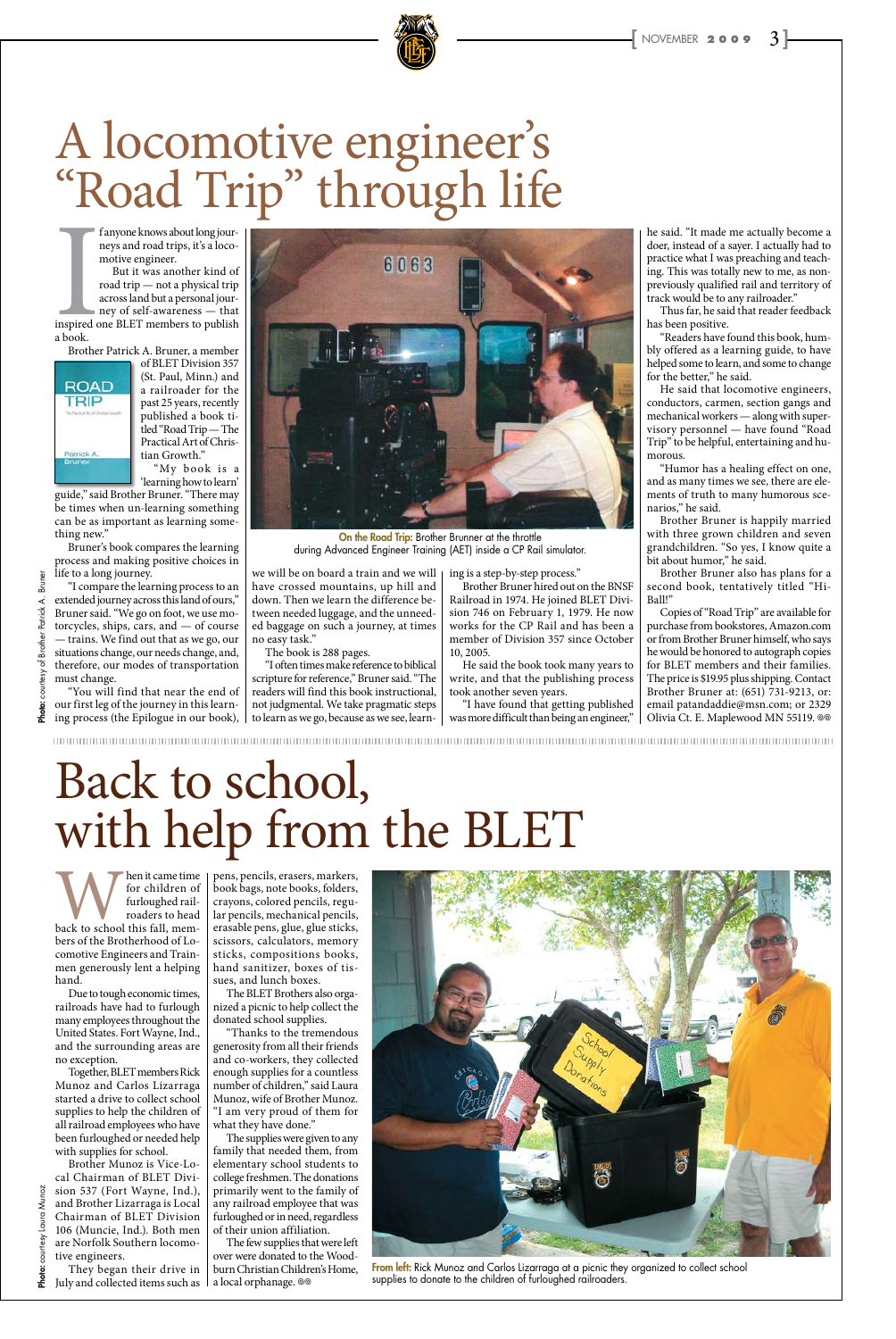# A locomotive engineer's "Road Trip" through life

If anyone knows about long journeys and road trips, it's a locomotive engineer.

But it was another kind of road trip — not a physical trip across land but a personal journey of self-awareness — that inspired one BLET members to publish a book.

Brother Patrick A. Bruner, a member of BLET Division 357 (St. Paul, Minn.) and a railroader for the past 25 years, recently published a book titled "Road Trip — The Practical Art of Christian Growth."

"My book is a 'learning how to learn' guide," said Brother Bruner. "There may be times when un-learning something can be as important as learning something new."

Bruner's book compares the learning process and making positive choices in life to a long journey.

"I compare the learning process to an extended journey across this land of ours," Bruner said. "We go on foot, we use motorcycles, ships, cars, and — of course — trains. We find out that as we go, our situations change, our needs change, and, therefore, our modes of transportation must change.

"You will find that near the end of our first leg of the journey in this learning process (the Epilogue in our book), we will be on board a train and we will have crossed mountains, up hill and down. Then we learn the difference between needed luggage, and the unneeded baggage on such a journey, at times no easy task."

The book is 288 pages.

"I often times make reference to biblical scripture for reference," Bruner said. "The readers will find this book instructional, not judgmental. We take pragmatic steps to learn as we go, because as we see, learning is a step-by-step process."

Brother Bruner hired out on the BNSF Railroad in 1974. He joined BLET Division 746 on February 1, 1979. He now works for the CP Rail and has been a member of Division 357 since October 10, 2005.

He said the book took many years to write, and that the publishing process took another seven years.

"I have found that getting published was more difficult than being an engineer," he said. "It made me actually become a doer, instead of a sayer. I actually had to practice what I was preaching and teaching. This was totally new to me, as non-previously qualified rail and territory of track would be to any railroader."

Thus far, he said that reader feedback has been positive.

"Readers have found this book, humbly offered as a learning guide, to have helped some to learn, and some to change for the better," he said.

He said that locomotive engineers, conductors, carmen, section gangs and mechanical workers — along with supervisory personnel — have found "Road Trip" to be helpful, entertaining and humorous.

"Humor has a healing effect on one, and as many times as we see, there are elements of truth to many humorous scenarios," he said.

Brother Bruner is happily married with three grown children and seven grandchildren. "So yes, I know quite a bit about humor," he said.

Brother Bruner also has plans for a second book, tentatively titled "Hi-Ball!"

Copies of "Road Trip" are available for purchase from bookstores, Amazon.com or from Brother Bruner himself, who says he would be honored to autograph copies for BLET members and their families. The price is $19.95 plus shipping. Contact Brother Bruner at: (651) 731-9213, or: email patandaddie@msn.com; or 2329 Olivia Ct. E. Maplewood MN 55119.

**On the Road Trip:** Brother Brunner at the throttle during Advanced Engineer Training (AET) inside a CP Rail simulator.

**Photo:** courtesy of Brother Patrick A. Bruner

# Back to school, with help from the BLET

When it came time for children of furloughed railroaders to head back to school this fall, members of the Brotherhood of Locomotive Engineers and Trainmen generously lent a helping hand.

Due to tough economic times, railroads have had to furlough many employees throughout the United States. Fort Wayne, Ind., and the surrounding areas are no exception.

Together, BLET members Rick Munoz and Carlos Lizarraga started a drive to collect school supplies to help the children of all railroad employees who have been furloughed or needed help with supplies for school.

Brother Munoz is Vice-Local Chairman of BLET Division 537 (Fort Wayne, Ind.), and Brother Lizarraga is Local Chairman of BLET Division 106 (Muncie, Ind.). Both men are Norfolk Southern locomotive engineers.

They began their drive in July and collected items such as pens, pencils, erasers, markers, book bags, note books, folders, crayons, colored pencils, regular pencils, mechanical pencils, erasable pens, glue, glue sticks, scissors, calculators, memory sticks, compositions books, hand sanitizer, boxes of tissues, and lunch boxes.

The BLET Brothers also organized a picnic to help collect the donated school supplies.

"Thanks to the tremendous generosity from all their friends and co-workers, they collected enough supplies for a countless number of children," said Laura Munoz, wife of Brother Munoz. "I am very proud of them for what they have done."

The supplies were given to any family that needed them, from elementary school students to college freshmen. The donations primarily went to the family of any railroad employee that was furloughed or in need, regardless of their union affiliation.

The few supplies that were left over were donated to the Woodburn Christian Children's Home, a local orphanage.

**From left:** Rick Munoz and Carlos Lizarraga at a picnic they organized to collect school supplies to donate to the children of furloughed railroaders.

**Photo:** courtesy Laura Munoz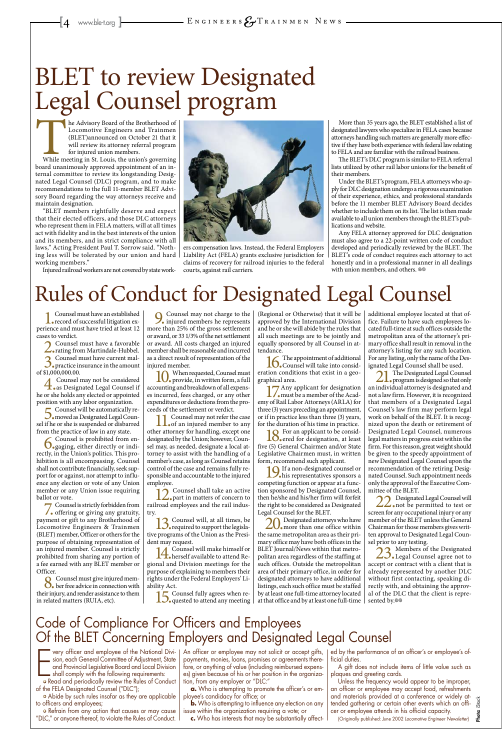# BLET to review Designated Legal Counsel program

The Advisory Board of the Brotherhood of Locomotive Engineers and Trainmen (BLET)announced on October 21 that it will review its attorney referral program for injured union members.

While meeting in St. Louis, the union's governing board unanimously approved appointment of an internal committee to review its longstanding Designated Legal Counsel (DLC) program, and to make recommendations to the full 11-member BLET Advisory Board regarding the way attorneys receive and maintain designation.

"BLET members rightfully deserve and expect that their elected officers, and those DLC attorneys who represent them in FELA matters, will at all times act with fidelity and in the best interests of the union and its members, and in strict compliance with all laws," Acting President Paul T. Sorrow said. "Nothing less will be tolerated by our union and hard working members."

Injured railroad workers are not covered by state workers compensation laws. Instead, the Federal Employers Liability Act (FELA) grants exclusive jurisdiction for claims of recovery for railroad injuries to the federal courts, against rail carriers.

More than 35 years ago, the BLET established a list of designated lawyers who specialize in FELA cases because attorneys handling such matters are generally more effective if they have both experience with federal law relating to FELA and are familiar with the railroad business.

The BLET's DLC program is similar to FELA referral lists utilized by other rail labor unions for the benefit of their members.

Under the BLET's program, FELA attorneys who apply for DLC designation undergo a rigorous examination of their experience, ethics, and professional standards before the 11 member BLET Advisory Board decides whether to include them on its list. The list is then made available to all union members through the BLET's publications and website.

Any FELA attorney approved for DLC designation must also agree to a 22-point written code of conduct developed and periodically reviewed by the BLET. The BLET's code of conduct requires each attorney to act honestly and in a professional manner in all dealings with union members, and others.

# Rules of Conduct for Designated Legal Counsel

1. Counsel must have an established record of successful litigation experience and must have tried at least 12 cases to verdict.

2. Counsel must have a favorable rating from Martindale-Hubbel.

3. Counsel must have current malpractice insurance in the amount of $1,000,000.00.

4. Counsel may not be considered as Designated Legal Counsel if he or she holds any elected or appointed position with any labor organization.

5. Counsel will be automatically removed as Designated Legal Counsel if he or she is suspended or disbarred from the practice of law in any state.

6. Counsel is prohibited from engaging, either directly or indirectly, in the Union's politics. This prohibition is all encompassing. Counsel shall not contribute financially, seek support for or against, nor attempt to influence any election or vote of any Union member or any Union issue requiring ballot or vote.

7. Counsel is strictly forbidden from offering or giving any gratuity, payment or gift to any Brotherhood of Locomotive Engineers & Trainmen (BLET) member, Officer or others for the purpose of obtaining representation of an injured member. Counsel is strictly prohibited from sharing any portion of a fee earned with any BLET member or Officer.

8. Counsel must give injured member free advice in connection with their injury, and render assistance to them in related matters (RUIA, etc).

9. Counsel may not charge to the injured members he represents more than 25% of the gross settlement or award, or 33 1/3% of the net settlement or award. All costs charged an injured member shall be reasonable and incurred as a direct result of representation of the injured member.

10. When requested, Counsel must provide, in written form, a full accounting and breakdown of all expenses incurred, fees charged, or any other expenditures or deductions from the proceeds of the settlement or verdict.

11. Counsel may not refer the case of an injured member to any other attorney for handling, except one designated by the Union; however, Counsel may, as needed, designate a local attorney to assist with the handling of a member's case, as long as Counsel retains control of the case and remains fully responsible and accountable to the injured employee.

12. Counsel shall take an active part in matters of concern to railroad employees and the rail industry.

13. Counsel will, at all times, be required to support the legislative programs of the Union as the President may request.

14. Counsel will make himself or herself available to attend Regional and Division meetings for the purpose of explaining to members their rights under the Federal Employers' Liability Act.

15. Counsel fully agrees when requested to attend any meeting (Regional or Otherwise) that it will be approved by the International Division and he or she will abide by the rules that all such meetings are to be jointly and equally sponsored by all Counsel in attendance.

16. The appointment of additional Counsel will take into consideration conditions that exist in a geographical area.

17. Any applicant for designation must be a member of the Academy of Rail Labor Attorneys (ARLA) for three (3) years preceding an appointment, or if in practice less than three (3) years, for the duration of his time in practice.

18. For an applicant to be considered for designation, at least five (5) General Chairmen and/or State Legislative Chairmen must, in written form, recommend such applicant.

19. If a non-designated counsel or his representatives sponsors a competing function or appear at a function sponsored by Designated Counsel, then he/she and his/her firm will forfeit the right to be considered as Designated Legal Counsel for the BLET.

20. Designated attorneys who have more than one office within the same metropolitan area as their primary office may have both offices in the BLET Journal/News within that metropolitan area regardless of the staffing at such offices. Outside the metropolitan area of their primary office, in order for designated attorneys to have additional listings, each such office must be staffed by at least one full-time attorney located at that office and by at least one full-time additional employee located at that office. Failure to have such employees located full-time at such offices outside the metropolitan area of the attorney's primary office shall result in removal in the attorney's listing for any such location. For any listing, only the name of the Designated Legal Counsel shall be used.

21. The Designated Legal Counsel program is designed so that only an individual attorney is designated and not a law firm. However, it is recognized that members of a Designated Legal Counsel's law firm may perform legal work on behalf of the BLET. It is recognized upon the death or retirement of Designated Legal Counsel, numerous legal matters in progress exist within the firm. For this reason, great weight should be given to the speedy appointment of new Designated Legal Counsel upon the recommendation of the retiring Designated Counsel. Such appointment needs only the approval of the Executive Committee of the BLET.

22. Designated Legal Counsel will not be permitted to test or screen for any occupational injury or any member of the BLET unless the General Chairman for those members gives written approval to Designated Legal Counsel prior to any testing.

23. Members of the Designated Legal Counsel agree not to accept or contract with a client that is already represented by another DLC without first contacting, speaking directly with, and obtaining the approval of the DLC that the client is represented by.

## Code of Compliance For Officers and Employees Of the BLET Concerning Employers and Designated Legal Counsel

Every officer and employee of the National Division, each General Committee of Adjustment, State and Provincial Legislative Board and Local Division shall comply with the following requirements:

- Read and periodically review the Rules of Conduct of the FELA Designated Counsel ("DLC");
- Abide by such rules insofar as they are applicable to officers and employees;
- Refrain from any action that causes or may cause "DLC," or anyone thereof, to violate the Rules of Conduct.

An officer or employee may not solicit or accept gifts, payments, monies, loans, promises or agreements therefore, or anything of value (including reimbursed expenses) given because of his or her position in the organization, from any employer or "DLC:"

**a.** Who is attempting to promote the officer's or employee's candidacy for office; or

**b.** Who is attempting to influence any election on any issue within the organization requiring a vote; or

**c.** Who has interests that may be substantially affected by the performance of an officer's or employee's official duties.

A gift does not include items of little value such as plaques and greeting cards.

Unless the frequency would appear to be improper, an officer or employee may accept food, refreshments and materials provided at a conference or widely attended gathering or certain other events which an officer or employee attends in his official capacity.

(Originally published: June 2002 *Locomotive Engineer Newsletter*)

**Photo:** iStock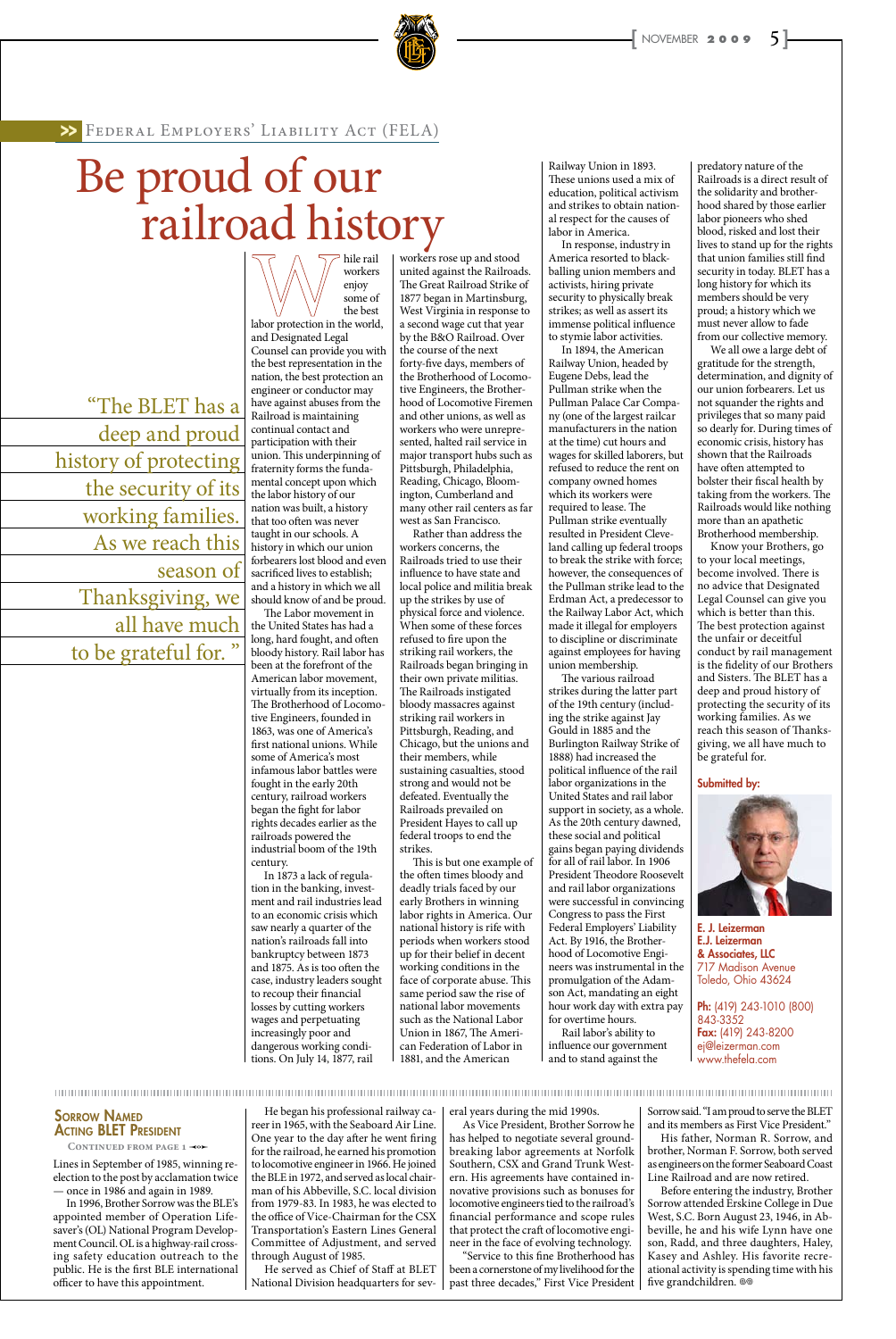## Federal Employers' Liability Act (FELA)

# Be proud of our railroad history

> "The BLET has a deep and proud history of protecting the security of its working families. As we reach this season of Thanksgiving, we all have much to be grateful for."

While rail workers enjoy some of the best labor protection in the world, and Designated Legal Counsel can provide you with the best representation in the nation, the best protection an engineer or conductor may have against abuses from the Railroad is maintaining continual contact and participation with their union. This underpinning of fraternity forms the fundamental concept upon which the labor history of our nation was built, a history that too often was never taught in our schools. A history in which our union forbearers lost blood and even sacrificed lives to establish; and a history in which we all should know of and be proud.

The Labor movement in the United States has had a long, hard fought, and often bloody history. Rail labor has been at the forefront of the American labor movement, virtually from its inception. The Brotherhood of Locomotive Engineers, founded in 1863, was one of America's first national unions. While some of America's most infamous labor battles were fought in the early 20th century, railroad workers began the fight for labor rights decades earlier as the railroads powered the industrial boom of the 19th century.

In 1873 a lack of regulation in the banking, investment and rail industries lead to an economic crisis which saw nearly a quarter of the nation's railroads fall into bankruptcy between 1873 and 1875. As is too often the case, industry leaders sought to recoup their financial losses by cutting workers wages and perpetuating increasingly poor and dangerous working conditions. On July 14, 1877, rail workers rose up and stood united against the Railroads. The Great Railroad Strike of 1877 began in Martinsburg, West Virginia in response to a second wage cut that year by the B&O Railroad. Over the course of the next forty-five days, members of the Brotherhood of Locomotive Engineers, the Brotherhood of Locomotive Firemen and other unions, as well as workers who were unrepresented, halted rail service in major transport hubs such as Pittsburgh, Philadelphia, Reading, Chicago, Bloomington, Cumberland and many other rail centers as far west as San Francisco.

Rather than address the workers concerns, the Railroads tried to use their influence to have state and local police and militia break up the strikes by use of physical force and violence. When some of these forces refused to fire upon the striking rail workers, the Railroads began bringing in their own private militias. The Railroads instigated bloody massacres against striking rail workers in Pittsburgh, Reading, and Chicago, but the unions and their members, while sustaining casualties, stood strong and would not be defeated. Eventually the Railroads prevailed on President Hayes to call up federal troops to end the strikes.

This is but one example of the often times bloody and deadly trials faced by our early Brothers in winning labor rights in America. Our national history is rife with periods when workers stood up for their belief in decent working conditions in the face of corporate abuse. This same period saw the rise of national labor movements such as the National Labor Union in 1867, The American Federation of Labor in 1881, and the American Railway Union in 1893. These unions used a mix of education, political activism and strikes to obtain national respect for the causes of labor in America.

In response, industry in America resorted to blackballing union members and activists, hiring private security to physically break strikes; as well as assert its immense political influence to stymie labor activities.

In 1894, the American Railway Union, headed by Eugene Debs, lead the Pullman strike when the Pullman Palace Car Company (one of the largest railcar manufacturers in the nation at the time) cut hours and wages for skilled laborers, but refused to reduce the rent on company owned homes which its workers were required to lease. The Pullman strike eventually resulted in President Cleveland calling up federal troops to break the strike with force; however, the consequences of the Pullman strike lead to the Erdman Act, a predecessor to the Railway Labor Act, which made it illegal for employers to discipline or discriminate against employees for having union membership.

The various railroad strikes during the latter part of the 19th century (including the strike against Jay Gould in 1885 and the Burlington Railway Strike of 1888) had increased the political influence of the rail labor organizations in the United States and rail labor support in society, as a whole. As the 20th century dawned, these social and political gains began paying dividends for all of rail labor. In 1906 President Theodore Roosevelt and rail labor organizations were successful in convincing Congress to pass the First Federal Employers' Liability Act. By 1916, the Brotherhood of Locomotive Engineers was instrumental in the promulgation of the Adamson Act, mandating an eight hour work day with extra pay for overtime hours.

Rail labor's ability to influence our government and to stand against the predatory nature of the Railroads is a direct result of the solidarity and brotherhood shared by those earlier labor pioneers who shed blood, risked and lost their lives to stand up for the rights that union families still find security in today. BLET has a long history for which its members should be very proud; a history which we must never allow to fade from our collective memory.

We all owe a large debt of gratitude for the strength, determination, and dignity of our union forbearers. Let us not squander the rights and privileges that so many paid so dearly for. During times of economic crisis, history has shown that the Railroads have often attempted to bolster their fiscal health by taking from the workers. The Railroads would like nothing more than an apathetic Brotherhood membership.

Know your Brothers, go to your local meetings, become involved. There is no advice that Designated Legal Counsel can give you which is better than this. The best protection against the unfair or deceitful conduct by rail management is the fidelity of our Brothers and Sisters. The BLET has a deep and proud history of protecting the security of its working families. As we reach this season of Thanksgiving, we all have much to be grateful for.

**Submitted by:**

**E. J. Leizerman**
**E.J. Leizerman & Associates, LLC**
717 Madison Avenue
Toledo, Ohio 43624

**Ph:** (419) 243-1010 (800) 843-3352
**Fax:** (419) 243-8200
ej@leizerman.com
www.thefela.com

---

## Sorrow Named Acting BLET President

Continued from page 1

Lines in September of 1985, winning re-election to the post by acclamation twice — once in 1986 and again in 1989.

In 1996, Brother Sorrow was the BLE's appointed member of Operation Lifesaver's (OL) National Program Development Council. OL is a highway-rail crossing safety education outreach to the public. He is the first BLE international officer to have this appointment.

He began his professional railway career in 1965, with the Seaboard Air Line. One year to the day after he went firing for the railroad, he earned his promotion to locomotive engineer in 1966. He joined the BLE in 1972, and served as local chairman of his Abbeville, S.C. local division from 1979-83. In 1983, he was elected to the office of Vice-Chairman for the CSX Transportation's Eastern Lines General Committee of Adjustment, and served through August of 1985.

He served as Chief of Staff at BLET National Division headquarters for several years during the mid 1990s.

As Vice President, Brother Sorrow he has helped to negotiate several groundbreaking labor agreements at Norfolk Southern, CSX and Grand Trunk Western. His agreements have contained innovative provisions such as bonuses for locomotive engineers tied to the railroad's financial performance and scope rules that protect the craft of locomotive engineer in the face of evolving technology.

"Service to this fine Brotherhood has been a cornerstone of my livelihood for the past three decades," First Vice President Sorrow said. "I am proud to serve the BLET and its members as First Vice President."

His father, Norman R. Sorrow, and brother, Norman F. Sorrow, both served as engineers on the former Seaboard Coast Line Railroad and are now retired.

Before entering the industry, Brother Sorrow attended Erskine College in Due West, S.C. Born August 23, 1946, in Abbeville, he and his wife Lynn have one son, Radd, and three daughters, Haley, Kasey and Ashley. His favorite recreational activity is spending time with his five grandchildren.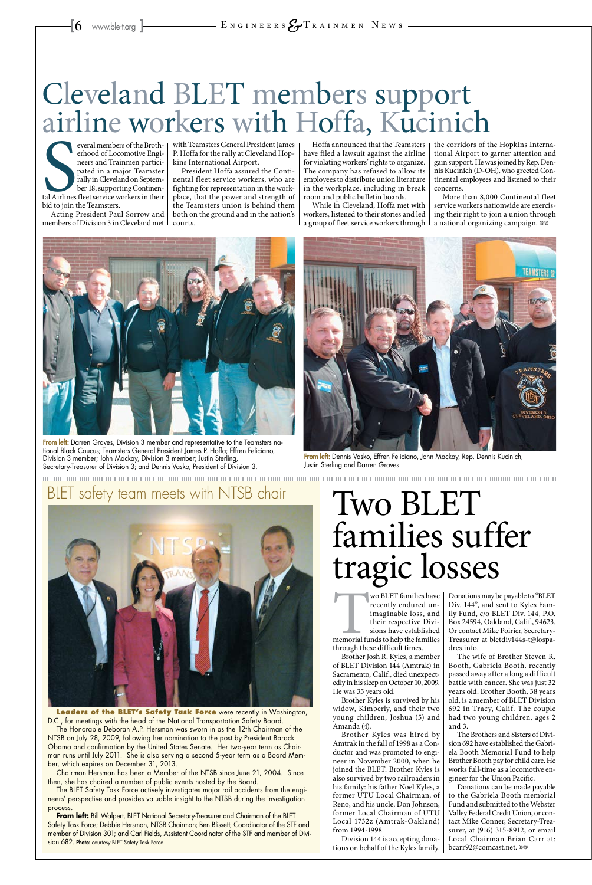# Cleveland BLET members support airline workers with Hoffa, Kucinich

Several members of the Brotherhood of Locomotive Engineers and Trainmen participated in a major Teamster rally in Cleveland on September 18, supporting Continental Airlines fleet service workers in their bid to join the Teamsters.

Acting President Paul Sorrow and members of Division 3 in Cleveland met with Teamsters General President James P. Hoffa for the rally at Cleveland Hopkins International Airport.

President Hoffa assured the Continental fleet service workers, who are fighting for representation in the workplace, that the power and strength of the Teamsters union is behind them both on the ground and in the nation's courts.

Hoffa announced that the Teamsters have filed a lawsuit against the airline for violating workers' rights to organize. The company has refused to allow its employees to distribute union literature in the workplace, including in break room and public bulletin boards.

While in Cleveland, Hoffa met with workers, listened to their stories and led a group of fleet service workers through the corridors of the Hopkins International Airport to garner attention and gain support. He was joined by Rep. Dennis Kucinich (D-OH), who greeted Continental employees and listened to their concerns.

More than 8,000 Continental fleet service workers nationwide are exercising their right to join a union through a national organizing campaign.

**From left:** Darren Graves, Division 3 member and representative to the Teamsters national Black Caucus; Teamsters General President James P. Hoffa; Effren Feliciano, Division 3 member; John Mackay, Division 3 member; Justin Sterling, Secretary-Treasurer of Division 3; and Dennis Vasko, President of Division 3.

**From left:** Dennis Vasko, Effren Feliciano, John Mackay, Rep. Dennis Kucinich, Justin Sterling and Darren Graves.

## BLET safety team meets with NTSB chair

**Leaders of the BLET's Safety Task Force** were recently in Washington, D.C., for meetings with the head of the National Transportation Safety Board.

The Honorable Deborah A.P. Hersman was sworn in as the 12th Chairman of the NTSB on July 28, 2009, following her nomination to the post by President Barack Obama and confirmation by the United States Senate. Her two-year term as Chairman runs until July 2011. She is also serving a second 5-year term as a Board Member, which expires on December 31, 2013.

Chairman Hersman has been a Member of the NTSB since June 21, 2004. Since then, she has chaired a number of public events hosted by the Board.

The BLET Safety Task Force actively investigates major rail accidents from the engineers' perspective and provides valuable insight to the NTSB during the investigation process.

**From left:** Bill Walpert, BLET National Secretary-Treasurer and Chairman of the BLET Safety Task Force; Debbie Hersman, NTSB Chairman; Ben Blissett, Coordinator of the STF and member of Division 301; and Carl Fields, Assistant Coordinator of the STF and member of Division 682. **Photo:** courtesy BLET Safety Task Force

# Two BLET families suffer tragic losses

Two BLET families have recently endured unimaginable loss, and their respective Divisions have established memorial funds to help the families through these difficult times.

Brother Josh R. Kyles, a member of BLET Division 144 (Amtrak) in Sacramento, Calif., died unexpectedly in his sleep on October 10, 2009. He was 35 years old.

Brother Kyles is survived by his widow, Kimberly, and their two young children, Joshua (5) and Amanda (4).

Brother Kyles was hired by Amtrak in the fall of 1998 as a Conductor and was promoted to engineer in November 2000, when he joined the BLET. Brother Kyles is also survived by two railroaders in his family: his father Noel Kyles, a former UTU Local Chairman, of Reno, and his uncle, Don Johnson, former Local Chairman of UTU Local 1732z (Amtrak-Oakland) from 1994-1998.

Division 144 is accepting donations on behalf of the Kyles family. Donations may be payable to "BLET Div. 144", and sent to Kyles Family Fund, c/o BLET Div. 144, P.O. Box 24594, Oakland, Calif., 94623. Or contact Mike Poirier, Secretary-Treasurer at bletdiv144s-t@lospadres.info.

The wife of Brother Steven R. Booth, Gabriela Booth, recently passed away after a long a difficult battle with cancer. She was just 32 years old. Brother Booth, 38 years old, is a member of BLET Division 692 in Tracy, Calif. The couple had two young children, ages 2 and 3.

The Brothers and Sisters of Division 692 have established the Gabriela Booth Memorial Fund to help Brother Booth pay for child care. He works full-time as a locomotive engineer for the Union Pacific.

Donations can be made payable to the Gabriela Booth memorial Fund and submitted to the Webster Valley Federal Credit Union, or contact Mike Conner, Secretary-Treasurer, at (916) 315-8912; or email Local Chairman Brian Carr at: bcarr92@comcast.net.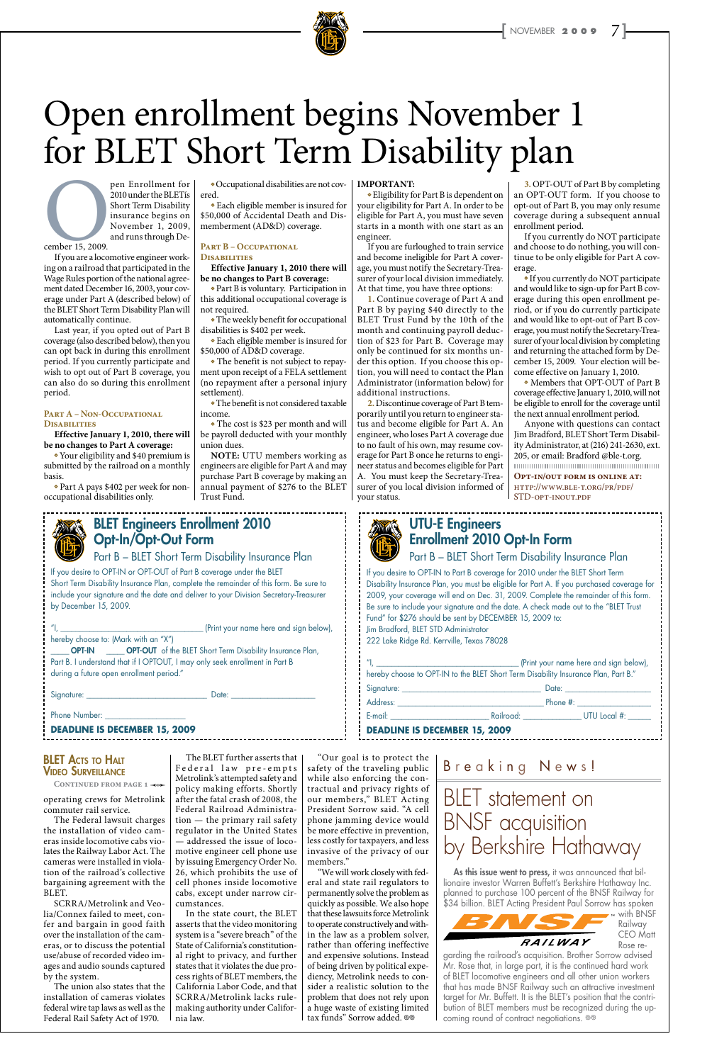# Open enrollment begins November 1 for BLET Short Term Disability plan

Open Enrollment for 2010 under the BLETís Short Term Disability insurance begins on November 1, 2009, and runs through December 15, 2009.

If you are a locomotive engineer working on a railroad that participated in the Wage Rules portion of the national agreement dated December 16, 2003, your coverage under Part A (described below) of the BLET Short Term Disability Plan will automatically continue.

Last year, if you opted out of Part B coverage (also described below), then you can opt back in during this enrollment period. If you currently participate and wish to opt out of Part B coverage, you can also do so during this enrollment period.

### Part A – Non-Occupational Disabilities

**Effective January 1, 2010, there will be no changes to Part A coverage:**

- Your eligibility and $40 premium is submitted by the railroad on a monthly basis.
- Part A pays $402 per week for non-occupational disabilities only.
- Occupational disabilities are not covered.
- Each eligible member is insured for $50,000 of Accidental Death and Dismemberment (AD&D) coverage.

### Part B – Occupational Disabilities

**Effective January 1, 2010 there will be no changes to Part B coverage:**

- Part B is voluntary. Participation in this additional occupational coverage is not required.
- The weekly benefit for occupational disabilities is $402 per week.
- Each eligible member is insured for $50,000 of AD&D coverage.
- The benefit is not subject to repayment upon receipt of a FELA settlement (no repayment after a personal injury settlement).
- The benefit is not considered taxable income.
- The cost is $23 per month and will be payroll deducted with your monthly union dues.

**NOTE:** UTU members working as engineers are eligible for Part A and may purchase Part B coverage by making an annual payment of $276 to the BLET Trust Fund.

**IMPORTANT:**

- Eligibility for Part B is dependent on your eligibility for Part A. In order to be eligible for Part A, you must have seven starts in a month with one start as an engineer.

If you are furloughed to train service and become ineligible for Part A coverage, you must notify the Secretary-Treasurer of your local division immediately. At that time, you have three options:

1. Continue coverage of Part A and Part B by paying $40 directly to the BLET Trust Fund by the 10th of the month and continuing payroll deduction of $23 for Part B. Coverage may only be continued for six months under this option. If you choose this option, you will need to contact the Plan Administrator (information below) for additional instructions.

2. Discontinue coverage of Part B temporarily until you return to engineer status and become eligible for Part A. An engineer, who loses Part A coverage due to no fault of his own, may resume coverage for Part B once he returns to engineer status and becomes eligible for Part A. You must keep the Secretary-Treasurer of you local division informed of your status.

3. OPT-OUT of Part B by completing an OPT-OUT form. If you choose to opt-out of Part B, you may only resume coverage during a subsequent annual enrollment period.

If you currently do NOT participate and choose to do nothing, you will continue to be only eligible for Part A coverage.

- If you currently do NOT participate and would like to sign-up for Part B coverage during this open enrollment period, or if you do currently participate and would like to opt-out of Part B coverage, you must notify the Secretary-Treasurer of your local division by completing and returning the attached form by December 15, 2009. Your election will become effective on January 1, 2010.
- Members that OPT-OUT of Part B coverage effective January 1, 2010, will not be eligible to enroll for the coverage until the next annual enrollment period.

Anyone with questions can contact Jim Bradford, BLET Short Term Disability Administrator, at (216) 241-2630, ext. 205, or email: Bradford @ble-t.org.

**Opt-in/out form is online at:** http://www.ble-t.org/pr/pdf/STD-opt-inout.pdf

---

## BLET Engineers Enrollment 2010 Opt-In/Opt-Out Form

### Part B – BLET Short Term Disability Insurance Plan

If you desire to OPT-IN or OPT-OUT of Part B coverage under the BLET Short Term Disability Insurance Plan, complete the remainder of this form. Be sure to include your signature and the date and deliver to your Division Secretary-Treasurer by December 15, 2009.

"I, ______________________________ (Print your name here and sign below), hereby choose to: (Mark with an "X")

____ **OPT-IN** ____ **OPT-OUT** of the BLET Short Term Disability Insurance Plan, Part B. I understand that if I OPTOUT, I may only seek enrollment in Part B during a future open enrollment period."

Signature: ______________________________ Date: ____________________

Phone Number: ____________________

**DEADLINE IS DECEMBER 15, 2009**

---

## UTU-E Engineers Enrollment 2010 Opt-In Form

### Part B – BLET Short Term Disability Insurance Plan

If you desire to OPT-IN to Part B coverage for 2010 under the BLET Short Term Disability Insurance Plan, you must be eligible for Part A. If you purchased coverage for 2009, your coverage will end on Dec. 31, 2009. Complete the remainder of this form. Be sure to include your signature and the date. A check made out to the "BLET Trust Fund" for $276 should be sent by DECEMBER 15, 2009 to:

Jim Bradford, BLET STD Administrator
222 Lake Ridge Rd. Kerrville, Texas 78028

"I, ______________________________ (Print your name here and sign below), hereby choose to OPT-IN to the BLET Short Term Disability Insurance Plan, Part B."

Signature: ______________________________ Date: ____________________

Address: ______________________________ Phone #: ____________________

E-mail: ____________________ Railroad: ______________ UTU Local #: ______

**DEADLINE IS DECEMBER 15, 2009**

---

## BLET Acts to Halt Video Surveillance

*Continued from page 1*

operating crews for Metrolink commuter rail service.

The Federal lawsuit charges the installation of video cameras inside locomotive cabs violates the Railway Labor Act. The cameras were installed in violation of the railroad's collective bargaining agreement with the BLET.

SCRRA/Metrolink and Veolia/Connex failed to meet, confer and bargain in good faith over the installation of the cameras, or to discuss the potential use/abuse of recorded video images and audio sounds captured by the system.

The union also states that the installation of cameras violates federal wire tap laws as well as the Federal Rail Safety Act of 1970.

The BLET further asserts that Federal law pre-empts Metrolink's attempted safety and policy making efforts. Shortly after the fatal crash of 2008, the Federal Railroad Administration — the primary rail safety regulator in the United States — addressed the issue of locomotive engineer cell phone use by issuing Emergency Order No. 26, which prohibits the use of cell phones inside locomotive cabs, except under narrow circumstances.

In the state court, the BLET asserts that the video monitoring system is a "severe breach" of the State of California's constitutional right to privacy, and further states that it violates the due process rights of BLET members, the California Labor Code, and that SCRRA/Metrolink lacks rule-making authority under California law.

"Our goal is to protect the safety of the traveling public while also enforcing the contractual and privacy rights of our members," BLET Acting President Sorrow said. "A cell phone jamming device would be more effective in prevention, less costly for taxpayers, and less invasive of the privacy of our members."

"We will work closely with federal and state rail regulators to permanently solve the problem as quickly as possible. We also hope that these lawsuits force Metrolink to operate constructively and within the law as a problem solver, rather than offering ineffective and expensive solutions. Instead of being driven by political expediency, Metrolink needs to consider a realistic solution to the problem that does not rely upon a huge waste of existing limited tax funds" Sorrow added.

---

Breaking News!

## BLET statement on BNSF acquisition by Berkshire Hathaway

**As this issue went to press,** it was announced that billionaire investor Warren Buffett's Berkshire Hathaway Inc. planned to purchase 100 percent of the BNSF Railway for $34 billion. BLET Acting President Paul Sorrow has spoken with BNSF Railway CEO Matt Rose regarding the railroad's acquisition. Brother Sorrow advised Mr. Rose that, in large part, it is the continued hard work of BLET locomotive engineers and all other union workers that has made BNSF Railway such an attractive investment target for Mr. Buffett. It is the BLET's position that the contribution of BLET members must be recognized during the upcoming round of contract negotiations.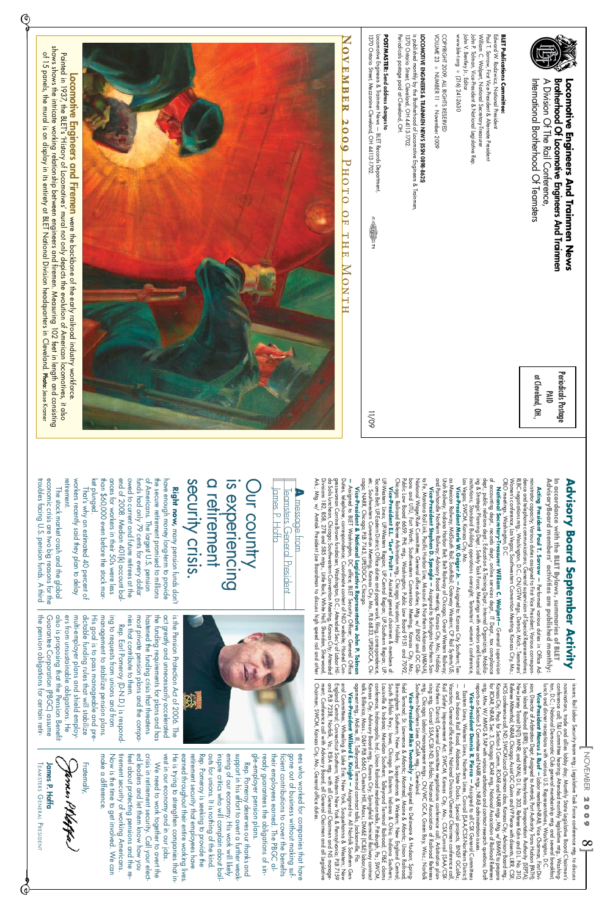# Locomotive Engineers And Trainmen News

**Brotherhood Of Locomotive Engineers And Trainmen**
A Division Of The Rail Conference,
International Brotherhood Of Teamsters

**BLET Publications Committee:**
Edward W. Rodzwicz, National President
Paul T. Sorrow, First Vice-President & Alternate President
William C. Walpert, National Secretary-Treasurer
John P. Tolman, Vice-President & National Legislative Rep.
John V. Bentley Jr., Editor
www.ble-t.org ◆ (216) 241-2630

COPYRIGHT 2009, ALL RIGHTS RESERVED
VOLUME 23 ◆ NUMBER 11 ◆ November 2009

**LOCOMOTIVE ENGINEERS & TRAINMEN NEWS (ISSN 0898-8625)** is published monthly by the Brotherhood of Locomotive Engineers & Trainmen, 1370 Ontario Street, Cleveland, OH 44113-1702.
Periodicals postage paid at Cleveland, OH.

**POSTMASTER: Send address changes to:** Locomotive Engineers & Trainmen News — BLET Records Department, 1370 Ontario Street, Mezzanine Cleveland, OH 44113-1702.

Periodicals Postage PAID at Cleveland, OH.

11/09

## November 2009 Photo of the Month

**Locomotive Engineers and Firemen** were the backbone of the early railroad industry workforce. Painted in 1937, the BLET's 'History of Locomotives' mural not only depicts the evolution of American locomotives, it also shows shows the intricate working relationship between engineers and firemen. Measuring 102 feet in length and consisting of 15 panels, the mural is on display in its entirety at BLET National Division Headquarters in Cleveland. **Photo:** Jesse Kramer

## Advisory Board September Activity

**In accordance with the BLET Bylaws, summaries of BLET Advisory Board members' activities are published monthly:**

**Acting President Paul T. Sorrow** — Performed various duties in Office Administrator capacity; Various duties assigned to First Vice President; Various correspondence and telephone communications; General supervision of Special Representatives; RLBC negotiations mtg., Washington, D.C.; CN/GTW mtg., Detroit, Mich.; Teamsters Rail Conference mtgs., Las Vegas; Southwestern Convention Meeting, Kansas City, Mo.

**National Secretary-Treasurer William C. Walpert** — General supervision of accounting dept., records dept., online services dept., IT Dept., tax compliance dept., public relations dept.; Education & Training Dept.; Internal Organizing; Mobilization; Standard building operations oversight; Meetings with vendors and financial institutions; Las Vegas; SWCM, Kansas City, Mo.

**Vice-President Merle W. Geiger Jr.** — Assigned to: Kansas City Southern, Texas Mexican Railway, Missouri Rail Southern, Gateway Western; CP Rail System (US); Utah Railway; Indiana Harbor Belt; Public Law Board 6659, PHL mtg., Washington; Public Law Board 9151 and 7092; and Panhandle Northern Railway; Advisory Board meeting, Kansas City, Mo.; Holiday.

**Vice-President Stephen D. Speagle** — Assigned to Burlington Northern Santa Fe, Montana Rail Link, Pacific Harbor Line, Missouri & Northern Arkansas (M&NA); National Wage/Rule Committee; General office duties; Mtg. w/ BNSF and GC; Kansas City, Mo.; Southwestern Convention Meeting (SWCM), Kansas City, Mo.; Chicago Railroad Referee Arbitration mtg., Chicago; Vacation; Holiday.

**Vice-President E.L. "Lee" Pruitt** — Assisted general chairmen & members of UP-Western Lines, UP-Southern Region, UP-Central Region, UP-Eastern District; Tacoma Belt; UP Eastern District; Office duties and paper work, filing, emails, phone, etc.; Southwestern Convention Meeting, Kansas City, Mo.; PLB 6833, UPSRGCA, Chicago; NARR, Chicago; PLB 7143, UPEDGCA, Chicago.

**Vice-President & National Legislative Representative John P. Tolman** — Assigned to: BLET Washington, D.C. Legislative Office; Duties; telephone, correspondence; Coordinate content of NLO website; Hosted Congresswoman Corrinne Brown fundraiser, Washington, D.C.; Attended Sec'y of Labor Hilda Solis luncheon, Chicago; Southwestern Convention Meeting, Kansas City; Attended Divisions 182, 858, 278 and 585 mtgs., Little Rock, White Hall, Sheridan, Sherwood, Ark.; Mtg. w/ Amtrak President Joe Boardman to discuss high speed rail and other issues; Rail Labor Security team mtg.; Legislative Task Force conference mtg. to discuss nominations, trade and allies, lobby day; Monthly State Legislative Board Chairmen's conference call; T&I Committee hearing; Attended monthly legislative mtg., Washington, D.C.; National Democratic Club general membership mtg. and several breakfast, lunch and dinner receptions with various U.S. Representatives, Washington, D.C.

**Vice-President Marcus J. Ruef** — Assigned to: CN/GTW; Long Island Railroad (LIRR); Southeastern Pennsylvania Transportation Authority (SEPTA); New Jersey Transit (NJT); MNR; and NFAU; D.L. No. 303, Referee Kahn and D.L. No. 310; Kansas City Prep for Section 3 Cmte; ROAR and NARR mtg.; Mtg. w/ BMWE to prepare for ROAR; NRAB, Sec. 3; Chicago ROAR mtg.; National Association of Railroad Referees mtg.; Mtg. w/ MWG & TAP with various arbitration and contract research questions; Draft report.

**Vice-President Dennis R. Pierce** — Assigned to: CSX General Committees — Eastern Lines, Western Lines, Northern Lines; Conrail (SAA/CSX-Northern District) — and Indiana Rail Road, Alabama State Docks; Special projects, BNSF GCA(s); Vacation; General office duties; National Division/General Chairmen conference call; Northern District General Committee negotiations conference call; Arbitration planning mtg., Conrail SSA/CSX-ND, Buffalo; National Association of Railroad Referees mtg., Chicago; Labor/management mtg., CN/WC GCA, Green Bay, Wisc.

**Vice-President** — Assigned to: Norfolk Southern; Springfield Terminal; St. Lawrence & Atlantic; Montreal, Maine & Atlantic; Union Railroad; Birmingham Southern; New York, Susquehanna & Western; New England Central; South Buffalo Rwy.; Iowa, Chicago & Eastern; Indiana & Ohio; Indiana Southern; Louisville & Indiana; General office duties; Holiday; Union Railroad contract talks, Pittsburgh, Pa.; SWCM, Kansas City, Mo.; Advisory Board mtg., Kansas City; Springfield Terminal Railway contract talks, Billerica, Mass.; D&H PLB 6560, Chestnut Hill, Mass.; DM&E (ICE) labor/management mtg., Moline, Ill.; Talleyrand Terminal contract talks, Jacksonville, Fla.

**Vice-President** — Assigned to: General Committees; Wheeling & Lake Erie; New York, Susquehanna & Western; New England Central; Connecticut Southern; Western New York & Pennsylvania; PLB 7159 and PLB 7238, Norfolk, Va.; RSA mtg. with all General Chairmen and NS management; Conference call with Advisory Board, all General Chairmen and all Legislative Chairmen; SWCM, Kansas City, Mo.; General office duties.

---

**A** message from
Teamsters General President
James P. Hoffa

# Our country is experiencing a retirement security crisis.

**Right now,** many pension funds don't have enough money long-term to provide the secure retirement promised to millions of Americans. The largest U.S. pension funds had only 79 cents for every dollar owed to current and future retirees at the end of 2008. Median 401(k) account balances for workers in their 50s were less than $60,000 even before the stock market plunged.

That's why an estimated 40 percent of workers recently said they plan to delay retirement.

The stock market crash and the global economic crisis are two big reasons for the troubles facing U.S. pension funds. A third is the Pension Protection Act of 2006. The act greatly and unnecessarily accelerated the funding requirements for plans and has hastened the funding crisis that threatens most private pension plans and the companies that contribute to them.

Rep. Earl Pomeroy (D-N.D.) is responding to requests from unions and from management to stabilize pension plans. His goal is to pass manageable and predictable funding rules that will stabilize multi-employer plans and shield employers from unsustainable obligations. He also is proposing that the Pension Benefit Guarantee Corporation (PBGC) assume the pension obligations for certain retirees who worked for companies that have gone out of business without making sufficient contributions to cover the benefits their employees earned. The PBGC already guarantees the obligations of single-employer pension plans.

Rep. Pomeroy deserves our thanks and support in his effort to avert a further weakening of our economy. His work will likely inspire critics who will complain about bailouts for unions. It is nothing of the kind. Rep. Pomeroy is seeking to provide the retirement security that employees have earned throughout their entire working lives. He is trying to strengthen companies that invest in our economy and in our jobs.

We need to work together to avert the crisis in retirement security. Call your elected leaders and let them know how you feel about protecting pensions and the retirement security of working Americans. Now is the time to get involved. We can make a difference.

Fraternally,

**James P. Hoffa**
Teamsters General President